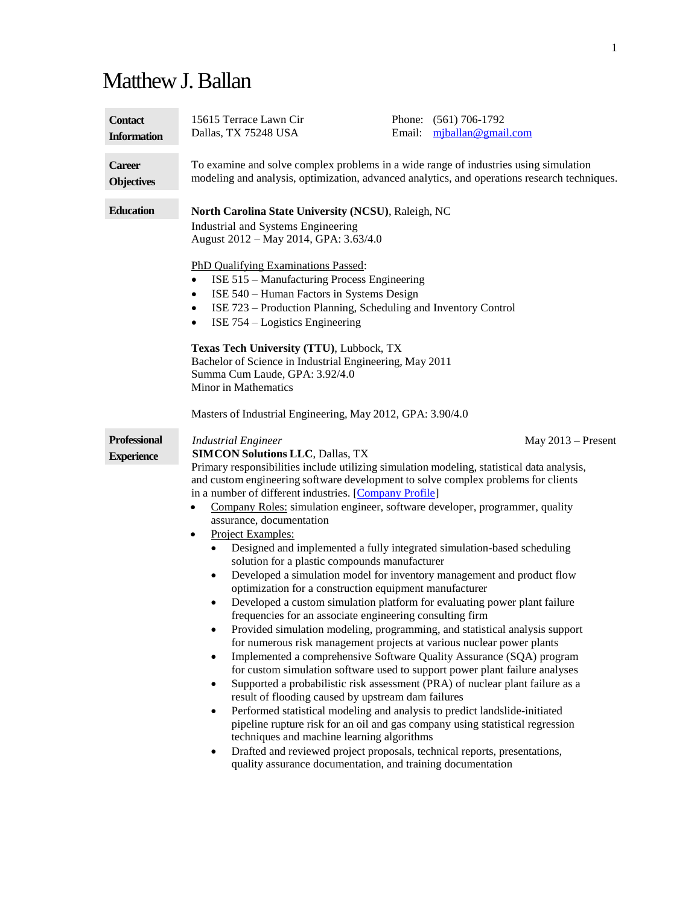# Matthew J. Ballan

## Contact Information

15615 Terrace Lawn Cir
Dallas, TX 75248 USA

Phone: (561) 706-1792
Email: [mjballan@gmail.com](mailto:mjballan@gmail.com)

## Career Objectives

To examine and solve complex problems in a wide range of industries using simulation modeling and analysis, optimization, advanced analytics, and operations research techniques.

## Education

**North Carolina State University (NCSU)**, Raleigh, NC
Industrial and Systems Engineering
August 2012 – May 2014, GPA: 3.63/4.0

PhD Qualifying Examinations Passed:

- ISE 515 – Manufacturing Process Engineering
- ISE 540 – Human Factors in Systems Design
- ISE 723 – Production Planning, Scheduling and Inventory Control
- ISE 754 – Logistics Engineering

**Texas Tech University (TTU)**, Lubbock, TX
Bachelor of Science in Industrial Engineering, May 2011
Summa Cum Laude, GPA: 3.92/4.0
Minor in Mathematics

Masters of Industrial Engineering, May 2012, GPA: 3.90/4.0

## Professional Experience

*Industrial Engineer* — May 2013 – Present
**SIMCON Solutions LLC**, Dallas, TX
Primary responsibilities include utilizing simulation modeling, statistical data analysis, and custom engineering software development to solve complex problems for clients in a number of different industries. [Company Profile]

- Company Roles: simulation engineer, software developer, programmer, quality assurance, documentation
- Project Examples:
  - Designed and implemented a fully integrated simulation-based scheduling solution for a plastic compounds manufacturer
  - Developed a simulation model for inventory management and product flow optimization for a construction equipment manufacturer
  - Developed a custom simulation platform for evaluating power plant failure frequencies for an associate engineering consulting firm
  - Provided simulation modeling, programming, and statistical analysis support for numerous risk management projects at various nuclear power plants
  - Implemented a comprehensive Software Quality Assurance (SQA) program for custom simulation software used to support power plant failure analyses
  - Supported a probabilistic risk assessment (PRA) of nuclear plant failure as a result of flooding caused by upstream dam failures
  - Performed statistical modeling and analysis to predict landslide-initiated pipeline rupture risk for an oil and gas company using statistical regression techniques and machine learning algorithms
  - Drafted and reviewed project proposals, technical reports, presentations, quality assurance documentation, and training documentation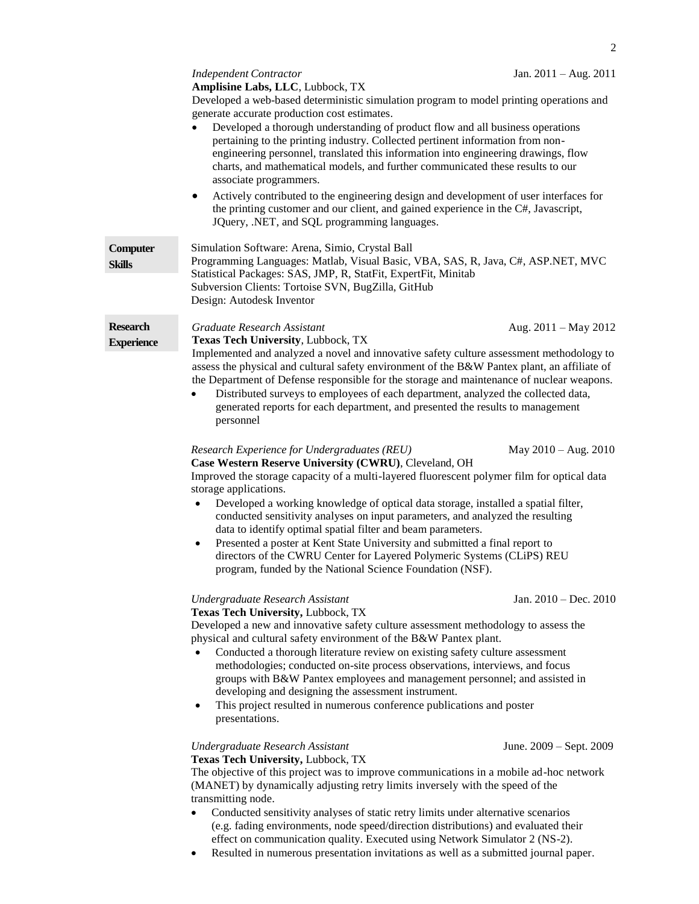*Independent Contractor* Jan. 2011 – Aug. 2011
**Amplisine Labs, LLC**, Lubbock, TX
Developed a web-based deterministic simulation program to model printing operations and generate accurate production cost estimates.

- Developed a thorough understanding of product flow and all business operations pertaining to the printing industry. Collected pertinent information from non-engineering personnel, translated this information into engineering drawings, flow charts, and mathematical models, and further communicated these results to our associate programmers.
- Actively contributed to the engineering design and development of user interfaces for the printing customer and our client, and gained experience in the C#, Javascript, JQuery, .NET, and SQL programming languages.

## Computer Skills

Simulation Software: Arena, Simio, Crystal Ball
Programming Languages: Matlab, Visual Basic, VBA, SAS, R, Java, C#, ASP.NET, MVC
Statistical Packages: SAS, JMP, R, StatFit, ExpertFit, Minitab
Subversion Clients: Tortoise SVN, BugZilla, GitHub
Design: Autodesk Inventor

## Research Experience

*Graduate Research Assistant* Aug. 2011 – May 2012
**Texas Tech University**, Lubbock, TX
Implemented and analyzed a novel and innovative safety culture assessment methodology to assess the physical and cultural safety environment of the B&W Pantex plant, an affiliate of the Department of Defense responsible for the storage and maintenance of nuclear weapons.

- Distributed surveys to employees of each department, analyzed the collected data, generated reports for each department, and presented the results to management personnel

*Research Experience for Undergraduates (REU)* May 2010 – Aug. 2010
**Case Western Reserve University (CWRU)**, Cleveland, OH
Improved the storage capacity of a multi-layered fluorescent polymer film for optical data storage applications.

- Developed a working knowledge of optical data storage, installed a spatial filter, conducted sensitivity analyses on input parameters, and analyzed the resulting data to identify optimal spatial filter and beam parameters.
- Presented a poster at Kent State University and submitted a final report to directors of the CWRU Center for Layered Polymeric Systems (CLiPS) REU program, funded by the National Science Foundation (NSF).

*Undergraduate Research Assistant* Jan. 2010 – Dec. 2010
**Texas Tech University,** Lubbock, TX
Developed a new and innovative safety culture assessment methodology to assess the physical and cultural safety environment of the B&W Pantex plant.

- Conducted a thorough literature review on existing safety culture assessment methodologies; conducted on-site process observations, interviews, and focus groups with B&W Pantex employees and management personnel; and assisted in developing and designing the assessment instrument.
- This project resulted in numerous conference publications and poster presentations.

*Undergraduate Research Assistant* June. 2009 – Sept. 2009
**Texas Tech University,** Lubbock, TX
The objective of this project was to improve communications in a mobile ad-hoc network (MANET) by dynamically adjusting retry limits inversely with the speed of the transmitting node.

- Conducted sensitivity analyses of static retry limits under alternative scenarios (e.g. fading environments, node speed/direction distributions) and evaluated their effect on communication quality. Executed using Network Simulator 2 (NS-2).
- Resulted in numerous presentation invitations as well as a submitted journal paper.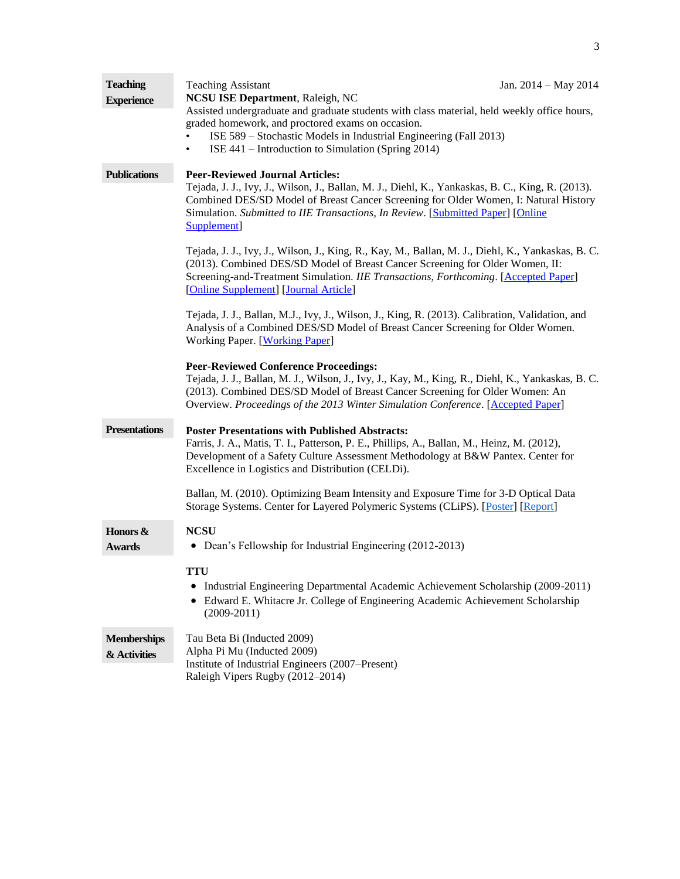## Teaching Experience

Teaching Assistant — Jan. 2014 – May 2014
**NCSU ISE Department**, Raleigh, NC
Assisted undergraduate and graduate students with class material, held weekly office hours, graded homework, and proctored exams on occasion.

- ISE 589 – Stochastic Models in Industrial Engineering (Fall 2013)
- ISE 441 – Introduction to Simulation (Spring 2014)

## Publications

**Peer-Reviewed Journal Articles:**

Tejada, J. J., Ivy, J., Wilson, J., Ballan, M. J., Diehl, K., Yankaskas, B. C., King, R. (2013). Combined DES/SD Model of Breast Cancer Screening for Older Women, I: Natural History Simulation. *Submitted to IIE Transactions, In Review*. [Submitted Paper] [Online Supplement]

Tejada, J. J., Ivy, J., Wilson, J., King, R., Kay, M., Ballan, M. J., Diehl, K., Yankaskas, B. C. (2013). Combined DES/SD Model of Breast Cancer Screening for Older Women, II: Screening-and-Treatment Simulation. *IIE Transactions, Forthcoming*. [Accepted Paper] [Online Supplement] [Journal Article]

Tejada, J. J., Ballan, M.J., Ivy, J., Wilson, J., King, R. (2013). Calibration, Validation, and Analysis of a Combined DES/SD Model of Breast Cancer Screening for Older Women. Working Paper. [Working Paper]

**Peer-Reviewed Conference Proceedings:**

Tejada, J. J., Ballan, M. J., Wilson, J., Ivy, J., Kay, M., King, R., Diehl, K., Yankaskas, B. C. (2013). Combined DES/SD Model of Breast Cancer Screening for Older Women: An Overview. *Proceedings of the 2013 Winter Simulation Conference*. [Accepted Paper]

## Presentations

**Poster Presentations with Published Abstracts:**

Farris, J. A., Matis, T. I., Patterson, P. E., Phillips, A., Ballan, M., Heinz, M. (2012), Development of a Safety Culture Assessment Methodology at B&W Pantex. Center for Excellence in Logistics and Distribution (CELDi).

Ballan, M. (2010). Optimizing Beam Intensity and Exposure Time for 3-D Optical Data Storage Systems. Center for Layered Polymeric Systems (CLiPS). [Poster] [Report]

## Honors & Awards

**NCSU**

- Dean's Fellowship for Industrial Engineering (2012-2013)

**TTU**

- Industrial Engineering Departmental Academic Achievement Scholarship (2009-2011)
- Edward E. Whitacre Jr. College of Engineering Academic Achievement Scholarship (2009-2011)

## Memberships & Activities

Tau Beta Bi (Inducted 2009)
Alpha Pi Mu (Inducted 2009)
Institute of Industrial Engineers (2007–Present)
Raleigh Vipers Rugby (2012–2014)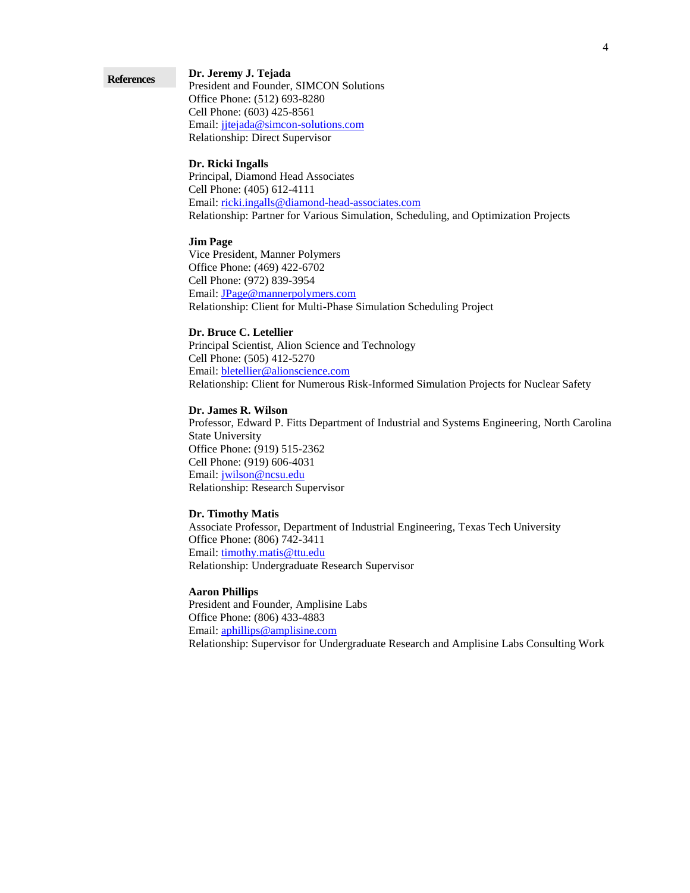## References

**Dr. Jeremy J. Tejada**
President and Founder, SIMCON Solutions
Office Phone: (512) 693-8280
Cell Phone: (603) 425-8561
Email: jjtejada@simcon-solutions.com
Relationship: Direct Supervisor

**Dr. Ricki Ingalls**
Principal, Diamond Head Associates
Cell Phone: (405) 612-4111
Email: ricki.ingalls@diamond-head-associates.com
Relationship: Partner for Various Simulation, Scheduling, and Optimization Projects

**Jim Page**
Vice President, Manner Polymers
Office Phone: (469) 422-6702
Cell Phone: (972) 839-3954
Email: JPage@mannerpolymers.com
Relationship: Client for Multi-Phase Simulation Scheduling Project

**Dr. Bruce C. Letellier**
Principal Scientist, Alion Science and Technology
Cell Phone: (505) 412-5270
Email: bletellier@alionscience.com
Relationship: Client for Numerous Risk-Informed Simulation Projects for Nuclear Safety

**Dr. James R. Wilson**
Professor, Edward P. Fitts Department of Industrial and Systems Engineering, North Carolina State University
Office Phone: (919) 515-2362
Cell Phone: (919) 606-4031
Email: jwilson@ncsu.edu
Relationship: Research Supervisor

**Dr. Timothy Matis**
Associate Professor, Department of Industrial Engineering, Texas Tech University
Office Phone: (806) 742-3411
Email: timothy.matis@ttu.edu
Relationship: Undergraduate Research Supervisor

**Aaron Phillips**
President and Founder, Amplisine Labs
Office Phone: (806) 433-4883
Email: aphillips@amplisine.com
Relationship: Supervisor for Undergraduate Research and Amplisine Labs Consulting Work